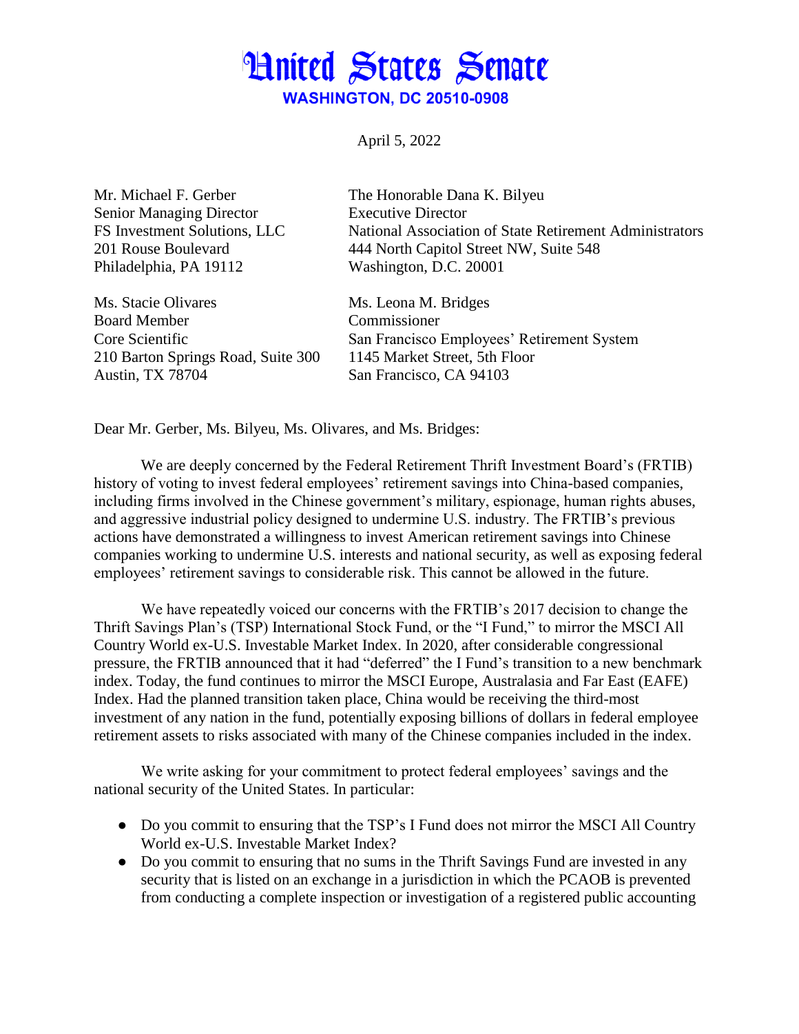# United States Senate

**WASHINGTON, DC 20510-0908**

April 5, 2022

Mr. Michael F. Gerber
Senior Managing Director
FS Investment Solutions, LLC
201 Rouse Boulevard
Philadelphia, PA 19112

The Honorable Dana K. Bilyeu
Executive Director
National Association of State Retirement Administrators
444 North Capitol Street NW, Suite 548
Washington, D.C. 20001

Ms. Stacie Olivares
Board Member
Core Scientific
210 Barton Springs Road, Suite 300
Austin, TX 78704

Ms. Leona M. Bridges
Commissioner
San Francisco Employees' Retirement System
1145 Market Street, 5th Floor
San Francisco, CA 94103

Dear Mr. Gerber, Ms. Bilyeu, Ms. Olivares, and Ms. Bridges:

We are deeply concerned by the Federal Retirement Thrift Investment Board's (FRTIB) history of voting to invest federal employees' retirement savings into China-based companies, including firms involved in the Chinese government's military, espionage, human rights abuses, and aggressive industrial policy designed to undermine U.S. industry. The FRTIB's previous actions have demonstrated a willingness to invest American retirement savings into Chinese companies working to undermine U.S. interests and national security, as well as exposing federal employees' retirement savings to considerable risk. This cannot be allowed in the future.

We have repeatedly voiced our concerns with the FRTIB's 2017 decision to change the Thrift Savings Plan's (TSP) International Stock Fund, or the "I Fund," to mirror the MSCI All Country World ex-U.S. Investable Market Index. In 2020, after considerable congressional pressure, the FRTIB announced that it had "deferred" the I Fund's transition to a new benchmark index. Today, the fund continues to mirror the MSCI Europe, Australasia and Far East (EAFE) Index. Had the planned transition taken place, China would be receiving the third-most investment of any nation in the fund, potentially exposing billions of dollars in federal employee retirement assets to risks associated with many of the Chinese companies included in the index.

We write asking for your commitment to protect federal employees' savings and the national security of the United States. In particular:

- Do you commit to ensuring that the TSP's I Fund does not mirror the MSCI All Country World ex-U.S. Investable Market Index?
- Do you commit to ensuring that no sums in the Thrift Savings Fund are invested in any security that is listed on an exchange in a jurisdiction in which the PCAOB is prevented from conducting a complete inspection or investigation of a registered public accounting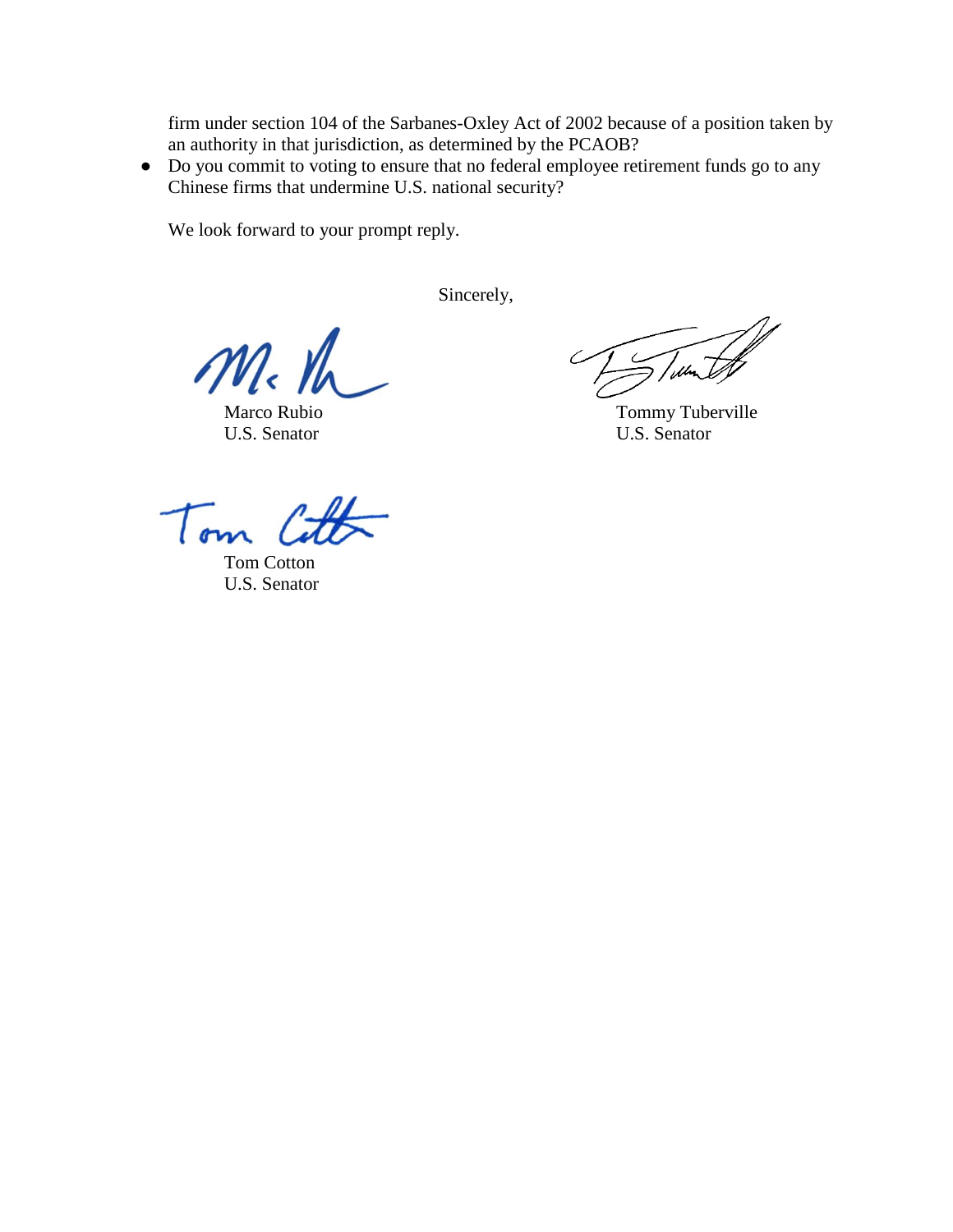firm under section 104 of the Sarbanes-Oxley Act of 2002 because of a position taken by an authority in that jurisdiction, as determined by the PCAOB?

- Do you commit to voting to ensure that no federal employee retirement funds go to any Chinese firms that undermine U.S. national security?

We look forward to your prompt reply.

Sincerely,

Marco Rubio
U.S. Senator

Tommy Tuberville
U.S. Senator

Tom Cotton
U.S. Senator